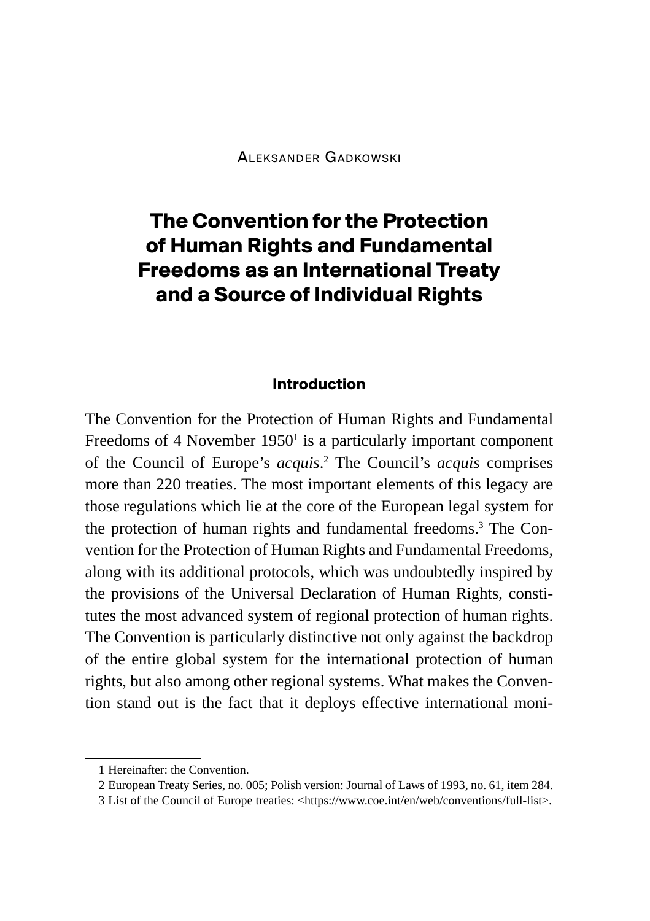Aleksander Gadkowski

# The Convention for the Protection of Human Rights and Fundamental Freedoms as an International Treaty and a Source of Individual Rights

## Introduction

The Convention for the Protection of Human Rights and Fundamental Freedoms of 4 November 1950[1] is a particularly important component of the Council of Europe's *acquis*.[2] The Council's *acquis* comprises more than 220 treaties. The most important elements of this legacy are those regulations which lie at the core of the European legal system for the protection of human rights and fundamental freedoms.[3] The Convention for the Protection of Human Rights and Fundamental Freedoms, along with its additional protocols, which was undoubtedly inspired by the provisions of the Universal Declaration of Human Rights, constitutes the most advanced system of regional protection of human rights. The Convention is particularly distinctive not only against the backdrop of the entire global system for the international protection of human rights, but also among other regional systems. What makes the Convention stand out is the fact that it deploys effective international moni-

1 Hereinafter: the Convention.

2 European Treaty Series, no. 005; Polish version: Journal of Laws of 1993, no. 61, item 284.

3 List of the Council of Europe treaties: <https://www.coe.int/en/web/conventions/full-list>.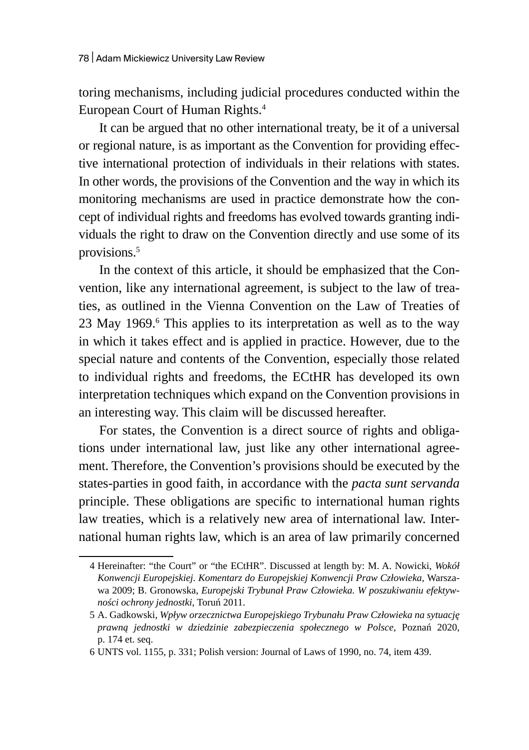toring mechanisms, including judicial procedures conducted within the European Court of Human Rights.[4]

It can be argued that no other international treaty, be it of a universal or regional nature, is as important as the Convention for providing effective international protection of individuals in their relations with states. In other words, the provisions of the Convention and the way in which its monitoring mechanisms are used in practice demonstrate how the concept of individual rights and freedoms has evolved towards granting individuals the right to draw on the Convention directly and use some of its provisions.[5]

In the context of this article, it should be emphasized that the Convention, like any international agreement, is subject to the law of treaties, as outlined in the Vienna Convention on the Law of Treaties of 23 May 1969.[6] This applies to its interpretation as well as to the way in which it takes effect and is applied in practice. However, due to the special nature and contents of the Convention, especially those related to individual rights and freedoms, the ECtHR has developed its own interpretation techniques which expand on the Convention provisions in an interesting way. This claim will be discussed hereafter.

For states, the Convention is a direct source of rights and obligations under international law, just like any other international agreement. Therefore, the Convention's provisions should be executed by the states-parties in good faith, in accordance with the *pacta sunt servanda* principle. These obligations are specific to international human rights law treaties, which is a relatively new area of international law. International human rights law, which is an area of law primarily concerned

---

4 Hereinafter: "the Court" or "the ECtHR". Discussed at length by: M. A. Nowicki, *Wokół Konwencji Europejskiej. Komentarz do Europejskiej Konwencji Praw Człowieka*, Warszawa 2009; B. Gronowska, *Europejski Trybunał Praw Człowieka. W poszukiwaniu efektywności ochrony jednostki*, Toruń 2011.

5 A. Gadkowski, *Wpływ orzecznictwa Europejskiego Trybunału Praw Człowieka na sytuację prawną jednostki w dziedzinie zabezpieczenia społecznego w Polsce*, Poznań 2020, p. 174 et. seq.

6 UNTS vol. 1155, p. 331; Polish version: Journal of Laws of 1990, no. 74, item 439.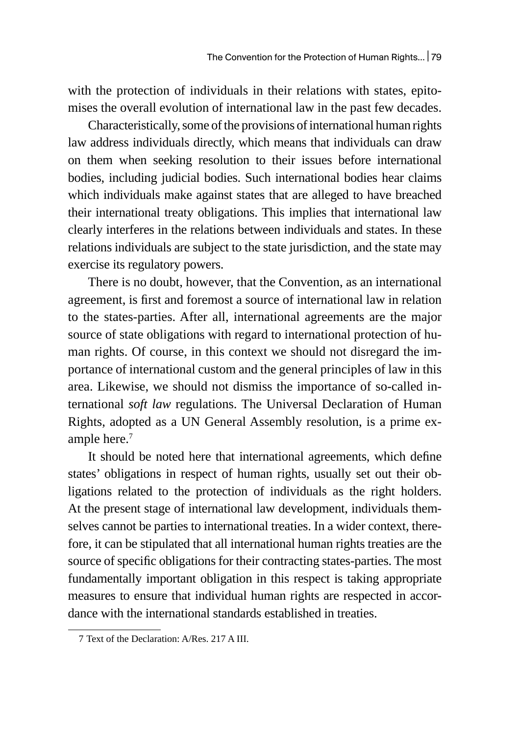with the protection of individuals in their relations with states, epitomises the overall evolution of international law in the past few decades.

Characteristically, some of the provisions of international human rights law address individuals directly, which means that individuals can draw on them when seeking resolution to their issues before international bodies, including judicial bodies. Such international bodies hear claims which individuals make against states that are alleged to have breached their international treaty obligations. This implies that international law clearly interferes in the relations between individuals and states. In these relations individuals are subject to the state jurisdiction, and the state may exercise its regulatory powers.

There is no doubt, however, that the Convention, as an international agreement, is first and foremost a source of international law in relation to the states-parties. After all, international agreements are the major source of state obligations with regard to international protection of human rights. Of course, in this context we should not disregard the importance of international custom and the general principles of law in this area. Likewise, we should not dismiss the importance of so-called international *soft law* regulations. The Universal Declaration of Human Rights, adopted as a UN General Assembly resolution, is a prime example here.[7]

It should be noted here that international agreements, which define states' obligations in respect of human rights, usually set out their obligations related to the protection of individuals as the right holders. At the present stage of international law development, individuals themselves cannot be parties to international treaties. In a wider context, therefore, it can be stipulated that all international human rights treaties are the source of specific obligations for their contracting states-parties. The most fundamentally important obligation in this respect is taking appropriate measures to ensure that individual human rights are respected in accordance with the international standards established in treaties.

7 Text of the Declaration: A/Res. 217 A III.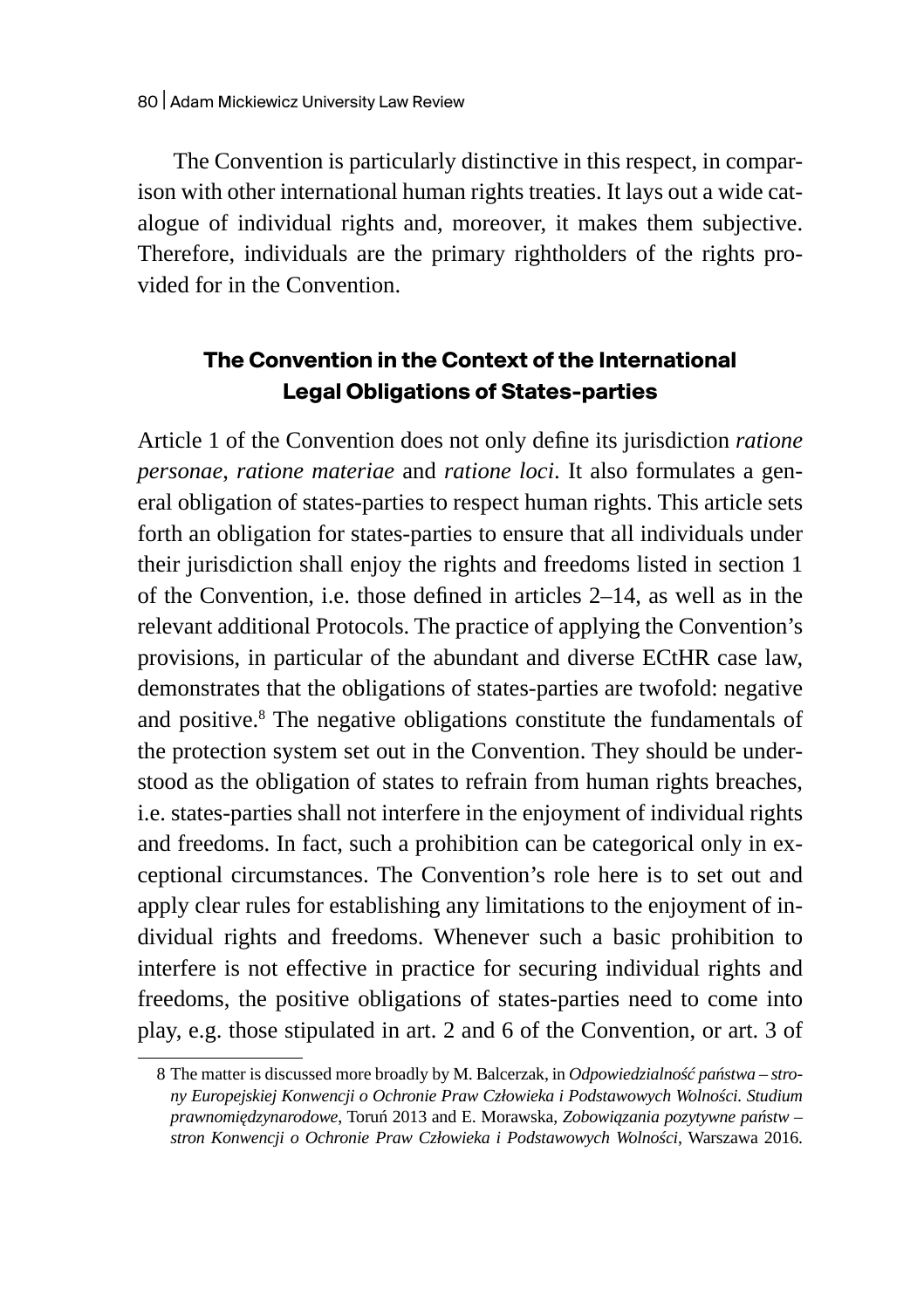The Convention is particularly distinctive in this respect, in comparison with other international human rights treaties. It lays out a wide catalogue of individual rights and, moreover, it makes them subjective. Therefore, individuals are the primary rightholders of the rights provided for in the Convention.

## The Convention in the Context of the International Legal Obligations of States-parties

Article 1 of the Convention does not only define its jurisdiction *ratione personae*, *ratione materiae* and *ratione loci*. It also formulates a general obligation of states-parties to respect human rights. This article sets forth an obligation for states-parties to ensure that all individuals under their jurisdiction shall enjoy the rights and freedoms listed in section 1 of the Convention, i.e. those defined in articles 2–14, as well as in the relevant additional Protocols. The practice of applying the Convention's provisions, in particular of the abundant and diverse ECtHR case law, demonstrates that the obligations of states-parties are twofold: negative and positive.[8] The negative obligations constitute the fundamentals of the protection system set out in the Convention. They should be understood as the obligation of states to refrain from human rights breaches, i.e. states-parties shall not interfere in the enjoyment of individual rights and freedoms. In fact, such a prohibition can be categorical only in exceptional circumstances. The Convention's role here is to set out and apply clear rules for establishing any limitations to the enjoyment of individual rights and freedoms. Whenever such a basic prohibition to interfere is not effective in practice for securing individual rights and freedoms, the positive obligations of states-parties need to come into play, e.g. those stipulated in art. 2 and 6 of the Convention, or art. 3 of

8 The matter is discussed more broadly by M. Balcerzak, in *Odpowiedzialność państwa – strony Europejskiej Konwencji o Ochronie Praw Człowieka i Podstawowych Wolności. Studium prawnomiędzynarodowe*, Toruń 2013 and E. Morawska, *Zobowiązania pozytywne państw – stron Konwencji o Ochronie Praw Człowieka i Podstawowych Wolności*, Warszawa 2016.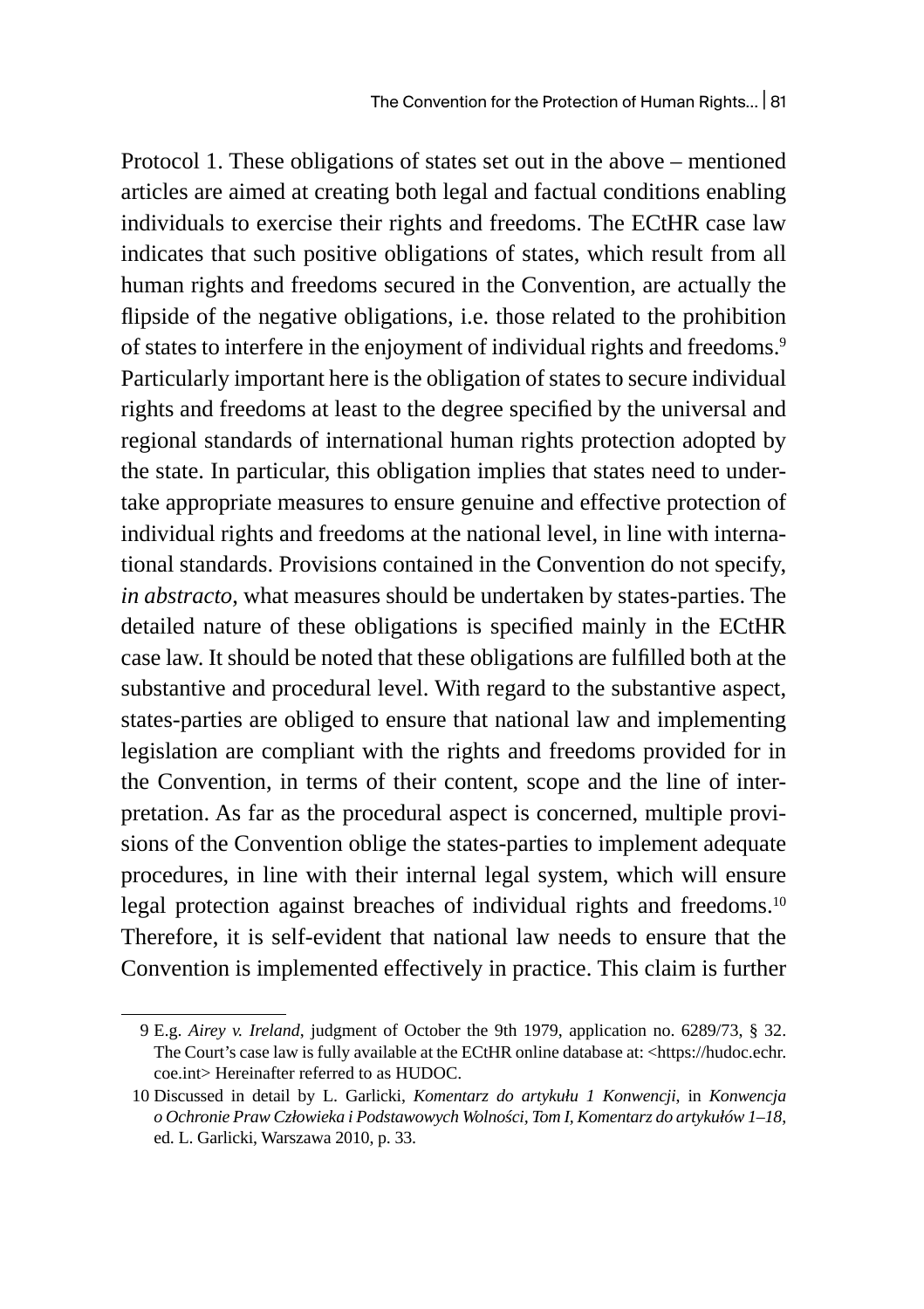Protocol 1. These obligations of states set out in the above – mentioned articles are aimed at creating both legal and factual conditions enabling individuals to exercise their rights and freedoms. The ECtHR case law indicates that such positive obligations of states, which result from all human rights and freedoms secured in the Convention, are actually the flipside of the negative obligations, i.e. those related to the prohibition of states to interfere in the enjoyment of individual rights and freedoms.[9] Particularly important here is the obligation of states to secure individual rights and freedoms at least to the degree specified by the universal and regional standards of international human rights protection adopted by the state. In particular, this obligation implies that states need to undertake appropriate measures to ensure genuine and effective protection of individual rights and freedoms at the national level, in line with international standards. Provisions contained in the Convention do not specify, *in abstracto*, what measures should be undertaken by states-parties. The detailed nature of these obligations is specified mainly in the ECtHR case law. It should be noted that these obligations are fulfilled both at the substantive and procedural level. With regard to the substantive aspect, states-parties are obliged to ensure that national law and implementing legislation are compliant with the rights and freedoms provided for in the Convention, in terms of their content, scope and the line of interpretation. As far as the procedural aspect is concerned, multiple provisions of the Convention oblige the states-parties to implement adequate procedures, in line with their internal legal system, which will ensure legal protection against breaches of individual rights and freedoms.[10] Therefore, it is self-evident that national law needs to ensure that the Convention is implemented effectively in practice. This claim is further

---

9 E.g. *Airey v. Ireland*, judgment of October the 9th 1979, application no. 6289/73, § 32. The Court's case law is fully available at the ECtHR online database at: <https://hudoc.echr.coe.int> Hereinafter referred to as HUDOC.

10 Discussed in detail by L. Garlicki, *Komentarz do artykułu 1 Konwencji*, in *Konwencja o Ochronie Praw Człowieka i Podstawowych Wolności, Tom I, Komentarz do artykułów 1–18*, ed. L. Garlicki, Warszawa 2010, p. 33.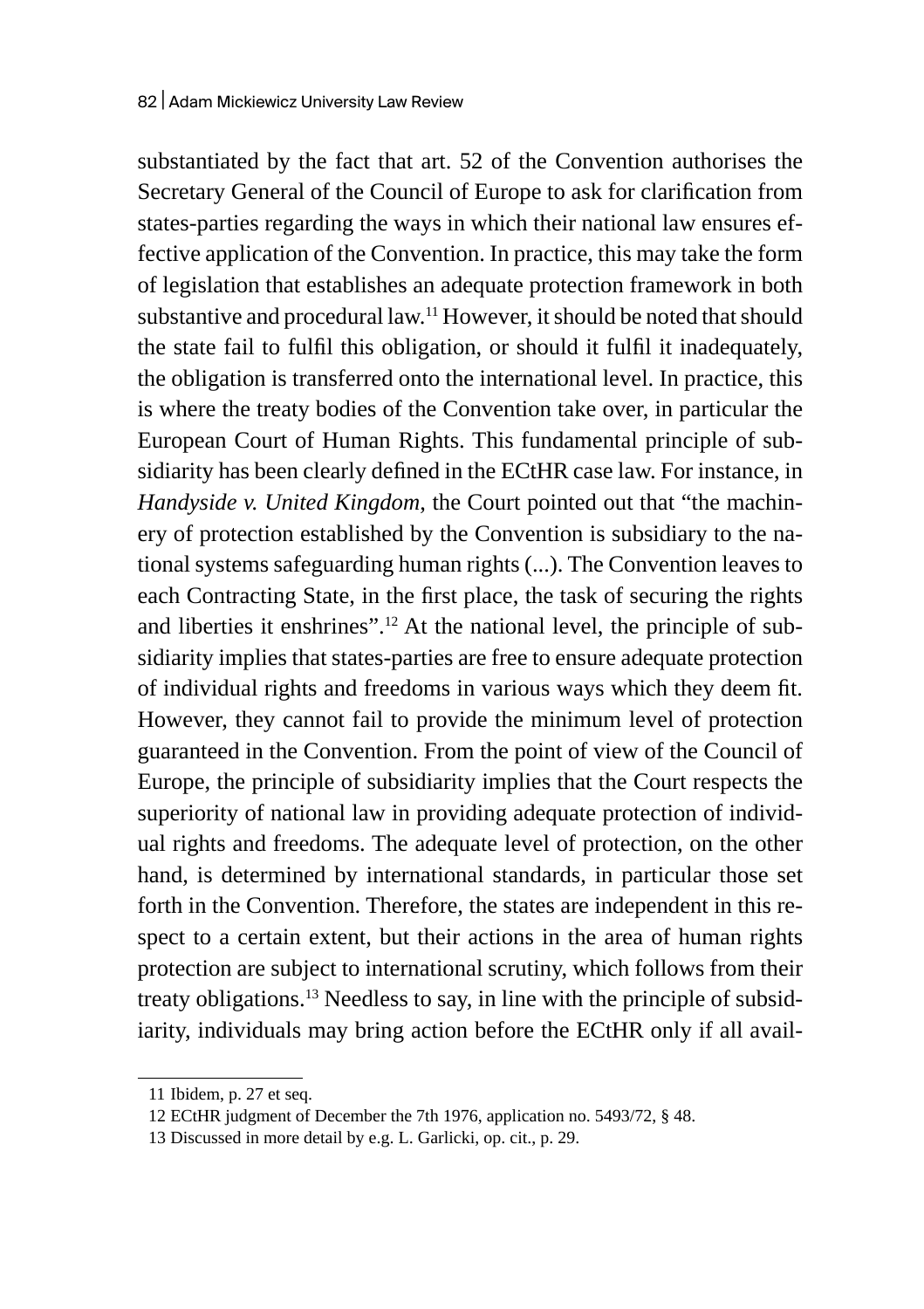substantiated by the fact that art. 52 of the Convention authorises the Secretary General of the Council of Europe to ask for clarification from states-parties regarding the ways in which their national law ensures effective application of the Convention. In practice, this may take the form of legislation that establishes an adequate protection framework in both substantive and procedural law.[11] However, it should be noted that should the state fail to fulfil this obligation, or should it fulfil it inadequately, the obligation is transferred onto the international level. In practice, this is where the treaty bodies of the Convention take over, in particular the European Court of Human Rights. This fundamental principle of subsidiarity has been clearly defined in the ECtHR case law. For instance, in *Handyside v. United Kingdom*, the Court pointed out that "the machinery of protection established by the Convention is subsidiary to the national systems safeguarding human rights (...). The Convention leaves to each Contracting State, in the first place, the task of securing the rights and liberties it enshrines".[12] At the national level, the principle of subsidiarity implies that states-parties are free to ensure adequate protection of individual rights and freedoms in various ways which they deem fit. However, they cannot fail to provide the minimum level of protection guaranteed in the Convention. From the point of view of the Council of Europe, the principle of subsidiarity implies that the Court respects the superiority of national law in providing adequate protection of individual rights and freedoms. The adequate level of protection, on the other hand, is determined by international standards, in particular those set forth in the Convention. Therefore, the states are independent in this respect to a certain extent, but their actions in the area of human rights protection are subject to international scrutiny, which follows from their treaty obligations.[13] Needless to say, in line with the principle of subsidiarity, individuals may bring action before the ECtHR only if all avail-

---

11 Ibidem, p. 27 et seq.

12 ECtHR judgment of December the 7th 1976, application no. 5493/72, § 48.

13 Discussed in more detail by e.g. L. Garlicki, op. cit., p. 29.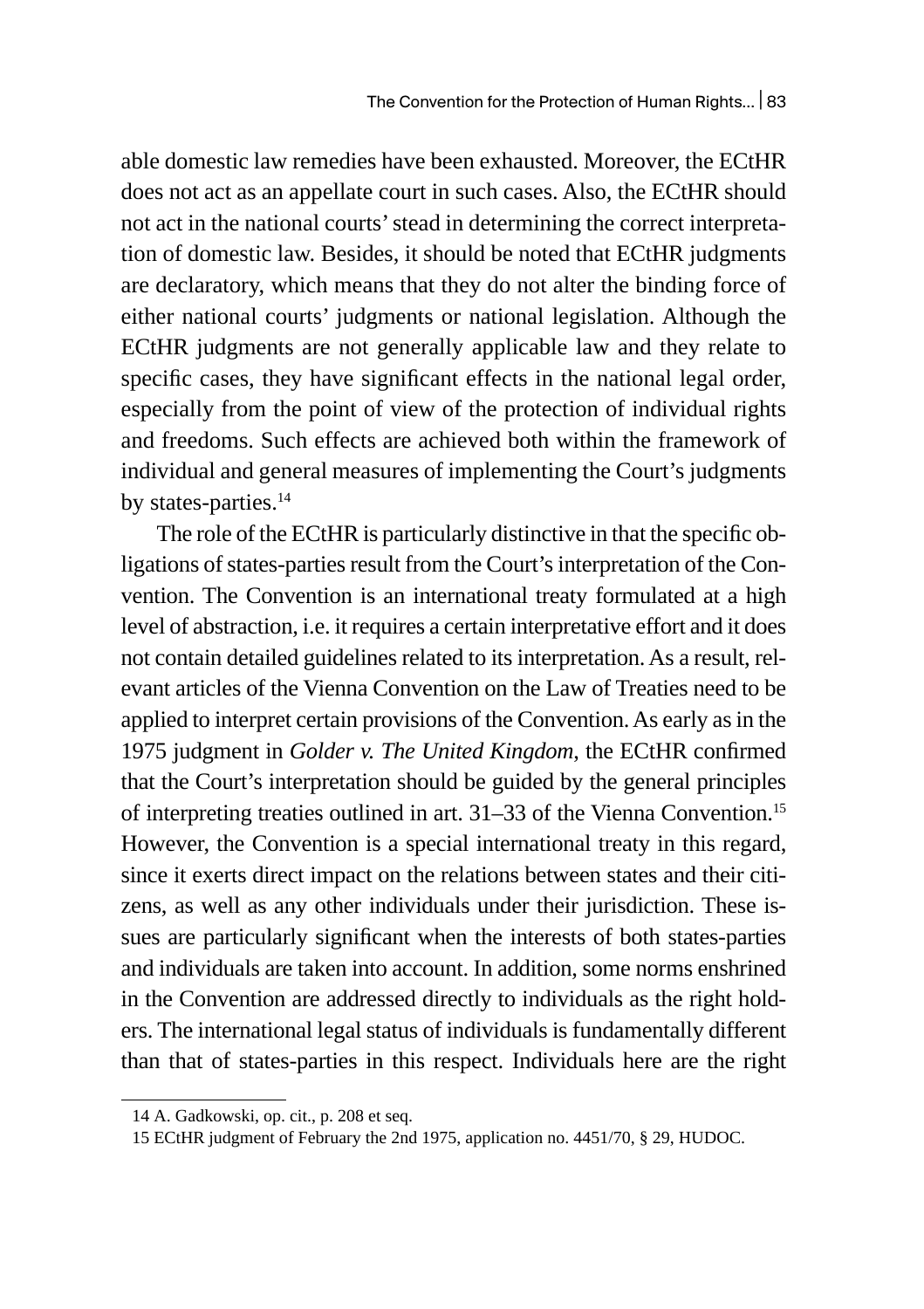able domestic law remedies have been exhausted. Moreover, the ECtHR does not act as an appellate court in such cases. Also, the ECtHR should not act in the national courts' stead in determining the correct interpretation of domestic law. Besides, it should be noted that ECtHR judgments are declaratory, which means that they do not alter the binding force of either national courts' judgments or national legislation. Although the ECtHR judgments are not generally applicable law and they relate to specific cases, they have significant effects in the national legal order, especially from the point of view of the protection of individual rights and freedoms. Such effects are achieved both within the framework of individual and general measures of implementing the Court's judgments by states-parties.[14]

The role of the ECtHR is particularly distinctive in that the specific obligations of states-parties result from the Court's interpretation of the Convention. The Convention is an international treaty formulated at a high level of abstraction, i.e. it requires a certain interpretative effort and it does not contain detailed guidelines related to its interpretation. As a result, relevant articles of the Vienna Convention on the Law of Treaties need to be applied to interpret certain provisions of the Convention. As early as in the 1975 judgment in *Golder v. The United Kingdom*, the ECtHR confirmed that the Court's interpretation should be guided by the general principles of interpreting treaties outlined in art. 31–33 of the Vienna Convention.[15] However, the Convention is a special international treaty in this regard, since it exerts direct impact on the relations between states and their citizens, as well as any other individuals under their jurisdiction. These issues are particularly significant when the interests of both states-parties and individuals are taken into account. In addition, some norms enshrined in the Convention are addressed directly to individuals as the right holders. The international legal status of individuals is fundamentally different than that of states-parties in this respect. Individuals here are the right

---

14 A. Gadkowski, op. cit., p. 208 et seq.

15 ECtHR judgment of February the 2nd 1975, application no. 4451/70, § 29, HUDOC.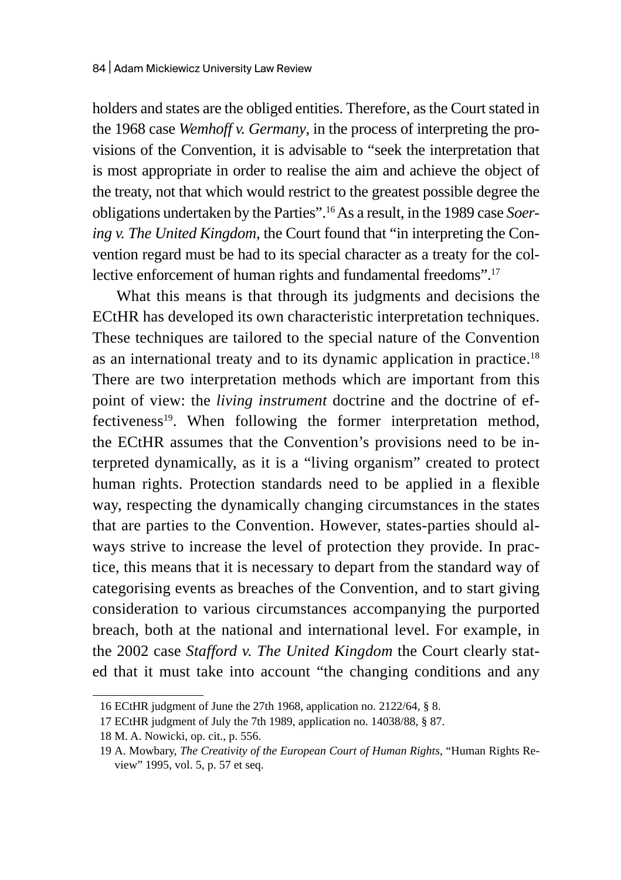holders and states are the obliged entities. Therefore, as the Court stated in the 1968 case *Wemhoff v. Germany*, in the process of interpreting the provisions of the Convention, it is advisable to "seek the interpretation that is most appropriate in order to realise the aim and achieve the object of the treaty, not that which would restrict to the greatest possible degree the obligations undertaken by the Parties".[16] As a result, in the 1989 case *Soering v. The United Kingdom*, the Court found that "in interpreting the Convention regard must be had to its special character as a treaty for the collective enforcement of human rights and fundamental freedoms".[17]

What this means is that through its judgments and decisions the ECtHR has developed its own characteristic interpretation techniques. These techniques are tailored to the special nature of the Convention as an international treaty and to its dynamic application in practice.[18] There are two interpretation methods which are important from this point of view: the *living instrument* doctrine and the doctrine of effectiveness[19]. When following the former interpretation method, the ECtHR assumes that the Convention's provisions need to be interpreted dynamically, as it is a "living organism" created to protect human rights. Protection standards need to be applied in a flexible way, respecting the dynamically changing circumstances in the states that are parties to the Convention. However, states-parties should always strive to increase the level of protection they provide. In practice, this means that it is necessary to depart from the standard way of categorising events as breaches of the Convention, and to start giving consideration to various circumstances accompanying the purported breach, both at the national and international level. For example, in the 2002 case *Stafford v. The United Kingdom* the Court clearly stated that it must take into account "the changing conditions and any

16 ECtHR judgment of June the 27th 1968, application no. 2122/64, § 8.

17 ECtHR judgment of July the 7th 1989, application no. 14038/88, § 87.

18 M. A. Nowicki, op. cit., p. 556.

19 A. Mowbary, *The Creativity of the European Court of Human Rights*, "Human Rights Review" 1995, vol. 5, p. 57 et seq.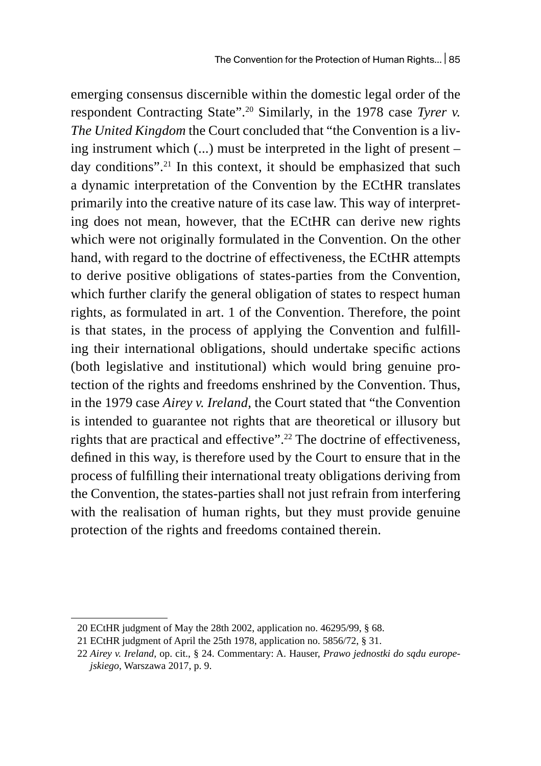emerging consensus discernible within the domestic legal order of the respondent Contracting State".[20] Similarly, in the 1978 case *Tyrer v. The United Kingdom* the Court concluded that "the Convention is a living instrument which (...) must be interpreted in the light of present – day conditions".[21] In this context, it should be emphasized that such a dynamic interpretation of the Convention by the ECtHR translates primarily into the creative nature of its case law. This way of interpreting does not mean, however, that the ECtHR can derive new rights which were not originally formulated in the Convention. On the other hand, with regard to the doctrine of effectiveness, the ECtHR attempts to derive positive obligations of states-parties from the Convention, which further clarify the general obligation of states to respect human rights, as formulated in art. 1 of the Convention. Therefore, the point is that states, in the process of applying the Convention and fulfilling their international obligations, should undertake specific actions (both legislative and institutional) which would bring genuine protection of the rights and freedoms enshrined by the Convention. Thus, in the 1979 case *Airey v. Ireland*, the Court stated that "the Convention is intended to guarantee not rights that are theoretical or illusory but rights that are practical and effective".[22] The doctrine of effectiveness, defined in this way, is therefore used by the Court to ensure that in the process of fulfilling their international treaty obligations deriving from the Convention, the states-parties shall not just refrain from interfering with the realisation of human rights, but they must provide genuine protection of the rights and freedoms contained therein.

---

20 ECtHR judgment of May the 28th 2002, application no. 46295/99, § 68.

21 ECtHR judgment of April the 25th 1978, application no. 5856/72, § 31.

22 *Airey v. Ireland*, op. cit., § 24. Commentary: A. Hauser, *Prawo jednostki do sądu europejskiego*, Warszawa 2017, p. 9.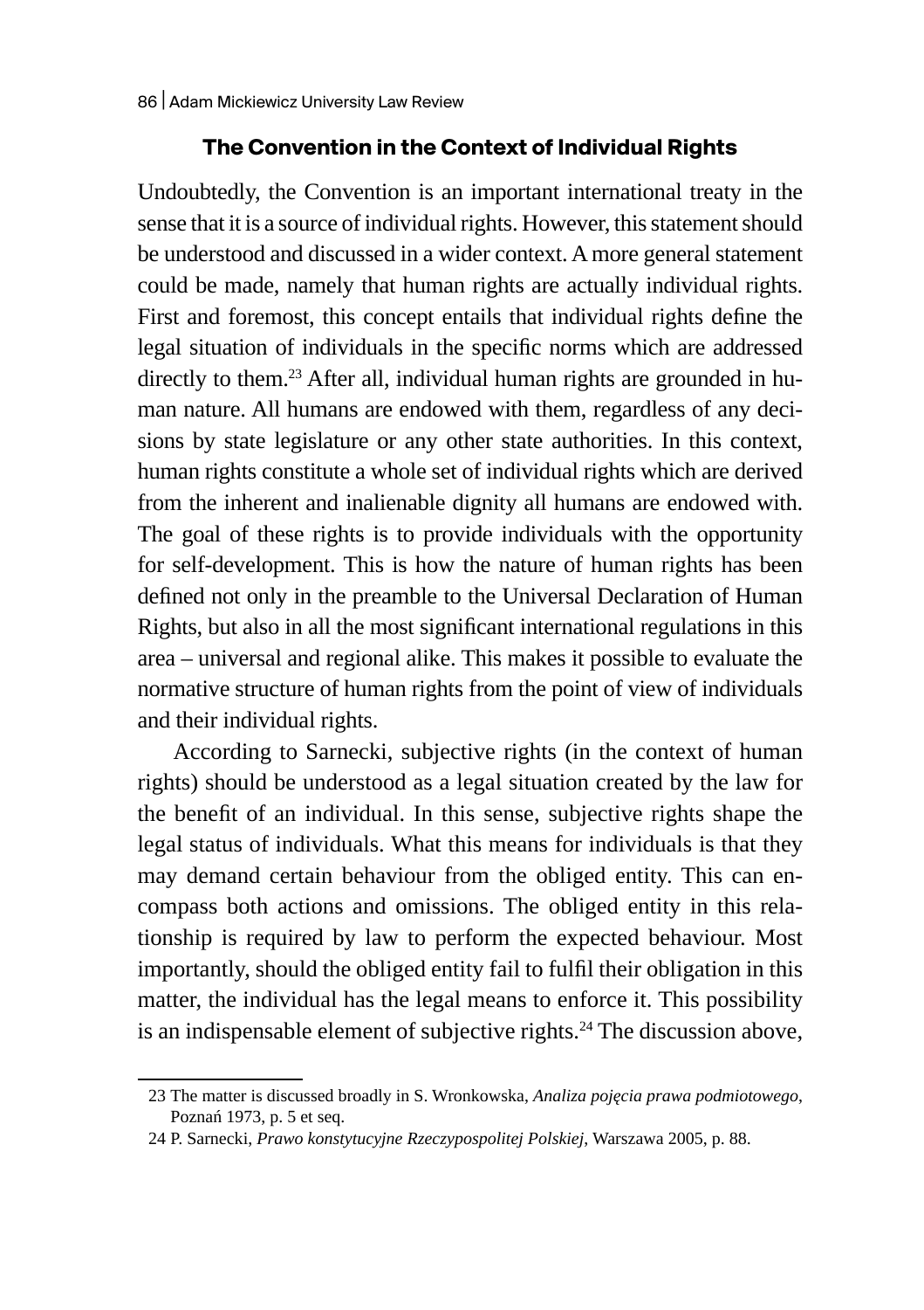## The Convention in the Context of Individual Rights

Undoubtedly, the Convention is an important international treaty in the sense that it is a source of individual rights. However, this statement should be understood and discussed in a wider context. A more general statement could be made, namely that human rights are actually individual rights. First and foremost, this concept entails that individual rights define the legal situation of individuals in the specific norms which are addressed directly to them.[23] After all, individual human rights are grounded in human nature. All humans are endowed with them, regardless of any decisions by state legislature or any other state authorities. In this context, human rights constitute a whole set of individual rights which are derived from the inherent and inalienable dignity all humans are endowed with. The goal of these rights is to provide individuals with the opportunity for self-development. This is how the nature of human rights has been defined not only in the preamble to the Universal Declaration of Human Rights, but also in all the most significant international regulations in this area – universal and regional alike. This makes it possible to evaluate the normative structure of human rights from the point of view of individuals and their individual rights.

According to Sarnecki, subjective rights (in the context of human rights) should be understood as a legal situation created by the law for the benefit of an individual. In this sense, subjective rights shape the legal status of individuals. What this means for individuals is that they may demand certain behaviour from the obliged entity. This can encompass both actions and omissions. The obliged entity in this relationship is required by law to perform the expected behaviour. Most importantly, should the obliged entity fail to fulfil their obligation in this matter, the individual has the legal means to enforce it. This possibility is an indispensable element of subjective rights.[24] The discussion above,

---

23 The matter is discussed broadly in S. Wronkowska, *Analiza pojęcia prawa podmiotowego*, Poznań 1973, p. 5 et seq.

24 P. Sarnecki, *Prawo konstytucyjne Rzeczypospolitej Polskiej*, Warszawa 2005, p. 88.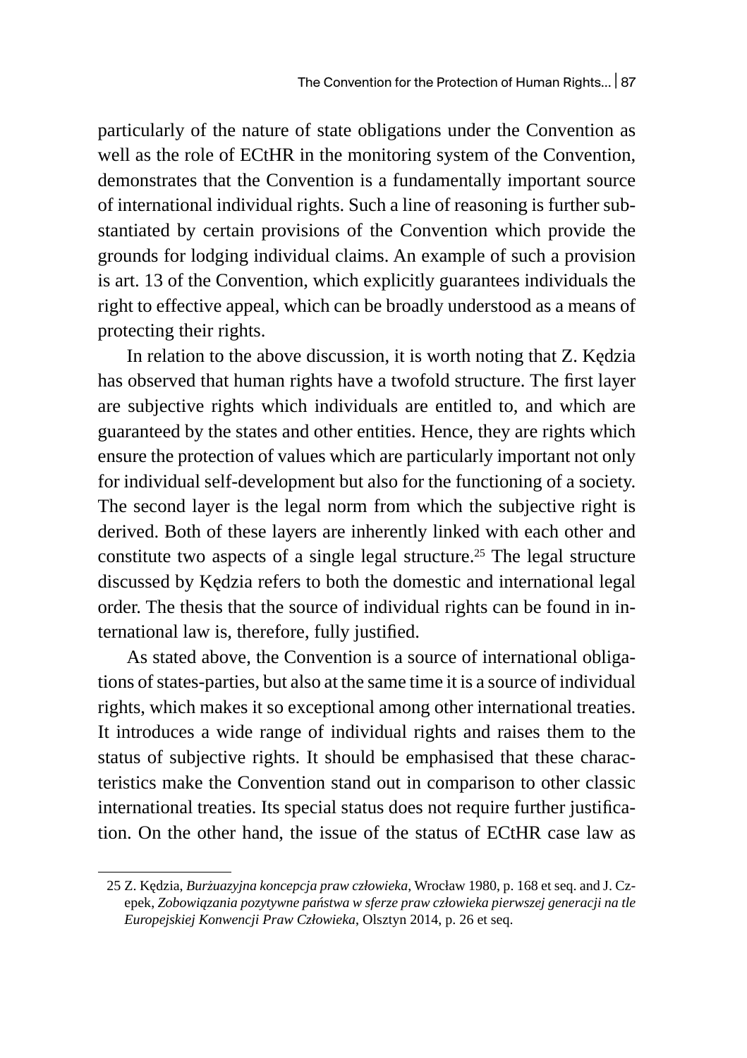particularly of the nature of state obligations under the Convention as well as the role of ECtHR in the monitoring system of the Convention, demonstrates that the Convention is a fundamentally important source of international individual rights. Such a line of reasoning is further substantiated by certain provisions of the Convention which provide the grounds for lodging individual claims. An example of such a provision is art. 13 of the Convention, which explicitly guarantees individuals the right to effective appeal, which can be broadly understood as a means of protecting their rights.

In relation to the above discussion, it is worth noting that Z. Kędzia has observed that human rights have a twofold structure. The first layer are subjective rights which individuals are entitled to, and which are guaranteed by the states and other entities. Hence, they are rights which ensure the protection of values which are particularly important not only for individual self-development but also for the functioning of a society. The second layer is the legal norm from which the subjective right is derived. Both of these layers are inherently linked with each other and constitute two aspects of a single legal structure.[25] The legal structure discussed by Kędzia refers to both the domestic and international legal order. The thesis that the source of individual rights can be found in international law is, therefore, fully justified.

As stated above, the Convention is a source of international obligations of states-parties, but also at the same time it is a source of individual rights, which makes it so exceptional among other international treaties. It introduces a wide range of individual rights and raises them to the status of subjective rights. It should be emphasised that these characteristics make the Convention stand out in comparison to other classic international treaties. Its special status does not require further justification. On the other hand, the issue of the status of ECtHR case law as

25 Z. Kędzia, *Burżuazyjna koncepcja praw człowieka*, Wrocław 1980, p. 168 et seq. and J. Czepek, *Zobowiązania pozytywne państwa w sferze praw człowieka pierwszej generacji na tle Europejskiej Konwencji Praw Człowieka*, Olsztyn 2014, p. 26 et seq.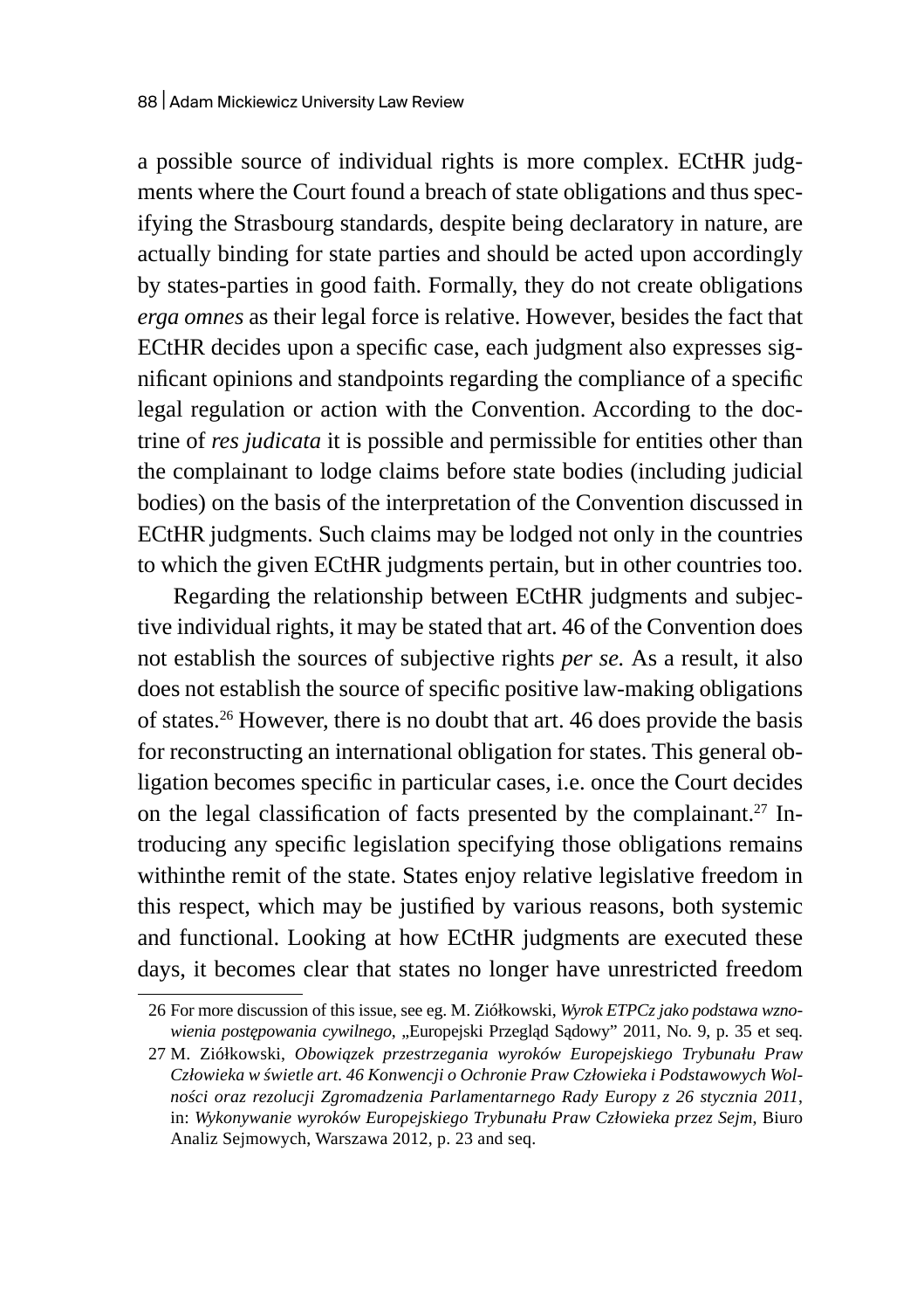a possible source of individual rights is more complex. ECtHR judgments where the Court found a breach of state obligations and thus specifying the Strasbourg standards, despite being declaratory in nature, are actually binding for state parties and should be acted upon accordingly by states-parties in good faith. Formally, they do not create obligations *erga omnes* as their legal force is relative. However, besides the fact that ECtHR decides upon a specific case, each judgment also expresses significant opinions and standpoints regarding the compliance of a specific legal regulation or action with the Convention. According to the doctrine of *res judicata* it is possible and permissible for entities other than the complainant to lodge claims before state bodies (including judicial bodies) on the basis of the interpretation of the Convention discussed in ECtHR judgments. Such claims may be lodged not only in the countries to which the given ECtHR judgments pertain, but in other countries too.

Regarding the relationship between ECtHR judgments and subjective individual rights, it may be stated that art. 46 of the Convention does not establish the sources of subjective rights *per se.* As a result, it also does not establish the source of specific positive law-making obligations of states.[26] However, there is no doubt that art. 46 does provide the basis for reconstructing an international obligation for states. This general obligation becomes specific in particular cases, i.e. once the Court decides on the legal classification of facts presented by the complainant.[27] Introducing any specific legislation specifying those obligations remains withinthe remit of the state. States enjoy relative legislative freedom in this respect, which may be justified by various reasons, both systemic and functional. Looking at how ECtHR judgments are executed these days, it becomes clear that states no longer have unrestricted freedom

---

26 For more discussion of this issue, see eg. M. Ziółkowski, *Wyrok ETPCz jako podstawa wznowienia postępowania cywilnego*, „Europejski Przegląd Sądowy" 2011, No. 9, p. 35 et seq.

27 M. Ziółkowski, *Obowiązek przestrzegania wyroków Europejskiego Trybunału Praw Człowieka w świetle art. 46 Konwencji o Ochronie Praw Człowieka i Podstawowych Wolności oraz rezolucji Zgromadzenia Parlamentarnego Rady Europy z 26 stycznia 2011*, in: *Wykonywanie wyroków Europejskiego Trybunału Praw Człowieka przez Sejm*, Biuro Analiz Sejmowych, Warszawa 2012, p. 23 and seq.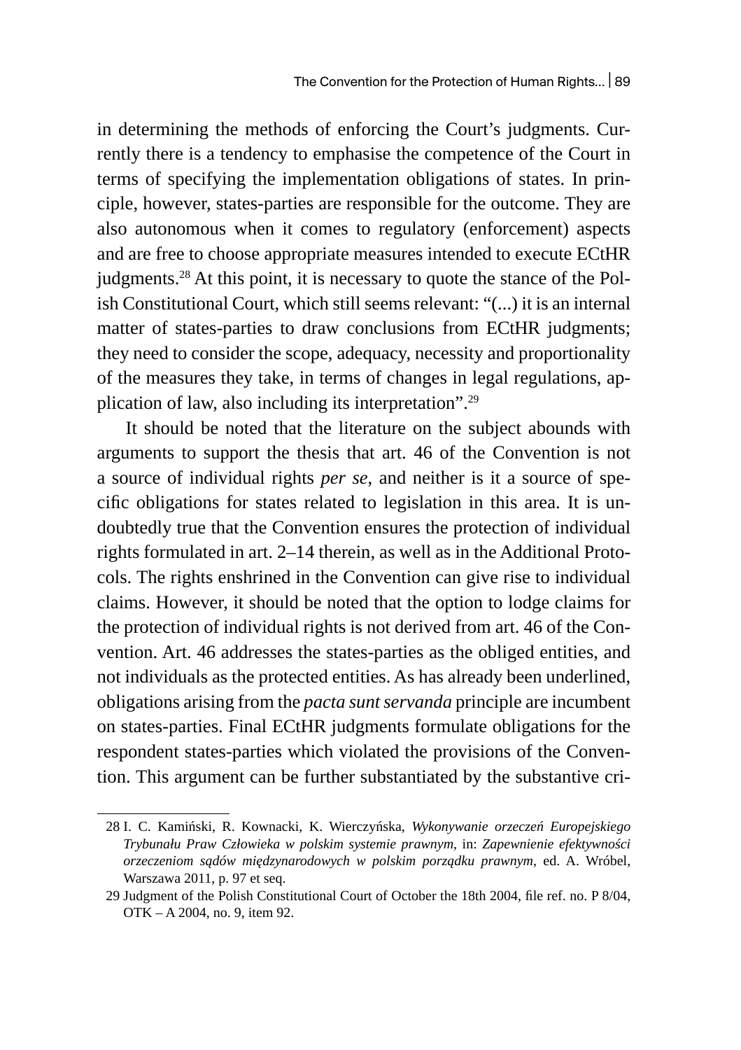in determining the methods of enforcing the Court's judgments. Currently there is a tendency to emphasise the competence of the Court in terms of specifying the implementation obligations of states. In principle, however, states-parties are responsible for the outcome. They are also autonomous when it comes to regulatory (enforcement) aspects and are free to choose appropriate measures intended to execute ECtHR judgments.[28] At this point, it is necessary to quote the stance of the Polish Constitutional Court, which still seems relevant: "(...) it is an internal matter of states-parties to draw conclusions from ECtHR judgments; they need to consider the scope, adequacy, necessity and proportionality of the measures they take, in terms of changes in legal regulations, application of law, also including its interpretation".[29]

It should be noted that the literature on the subject abounds with arguments to support the thesis that art. 46 of the Convention is not a source of individual rights *per se*, and neither is it a source of specific obligations for states related to legislation in this area. It is undoubtedly true that the Convention ensures the protection of individual rights formulated in art. 2–14 therein, as well as in the Additional Protocols. The rights enshrined in the Convention can give rise to individual claims. However, it should be noted that the option to lodge claims for the protection of individual rights is not derived from art. 46 of the Convention. Art. 46 addresses the states-parties as the obliged entities, and not individuals as the protected entities. As has already been underlined, obligations arising from the *pacta sunt servanda* principle are incumbent on states-parties. Final ECtHR judgments formulate obligations for the respondent states-parties which violated the provisions of the Convention. This argument can be further substantiated by the substantive cri-

---

28 I. C. Kamiński, R. Kownacki, K. Wierczyńska, *Wykonywanie orzeczeń Europejskiego Trybunału Praw Człowieka w polskim systemie prawnym*, in: *Zapewnienie efektywności orzeczeniom sądów międzynarodowych w polskim porządku prawnym*, ed. A. Wróbel, Warszawa 2011, p. 97 et seq.

29 Judgment of the Polish Constitutional Court of October the 18th 2004, file ref. no. P 8/04, OTK – A 2004, no. 9, item 92.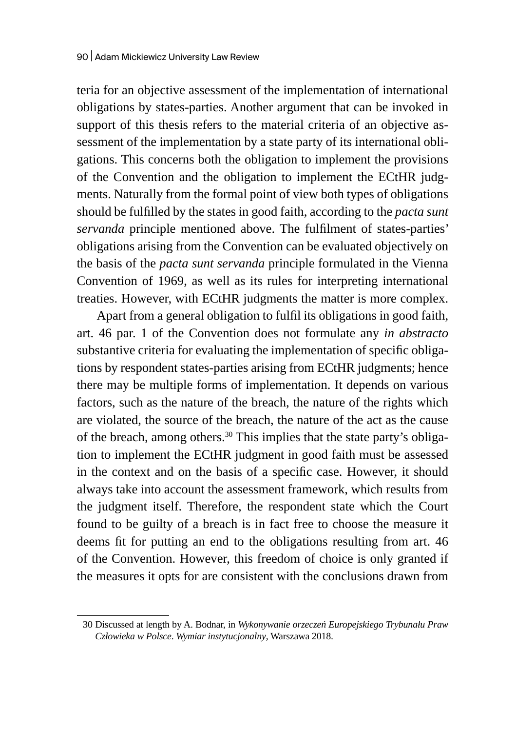teria for an objective assessment of the implementation of international obligations by states-parties. Another argument that can be invoked in support of this thesis refers to the material criteria of an objective assessment of the implementation by a state party of its international obligations. This concerns both the obligation to implement the provisions of the Convention and the obligation to implement the ECtHR judgments. Naturally from the formal point of view both types of obligations should be fulfilled by the states in good faith, according to the *pacta sunt servanda* principle mentioned above. The fulfilment of states-parties' obligations arising from the Convention can be evaluated objectively on the basis of the *pacta sunt servanda* principle formulated in the Vienna Convention of 1969, as well as its rules for interpreting international treaties. However, with ECtHR judgments the matter is more complex.

Apart from a general obligation to fulfil its obligations in good faith, art. 46 par. 1 of the Convention does not formulate any *in abstracto* substantive criteria for evaluating the implementation of specific obligations by respondent states-parties arising from ECtHR judgments; hence there may be multiple forms of implementation. It depends on various factors, such as the nature of the breach, the nature of the rights which are violated, the source of the breach, the nature of the act as the cause of the breach, among others.[30] This implies that the state party's obligation to implement the ECtHR judgment in good faith must be assessed in the context and on the basis of a specific case. However, it should always take into account the assessment framework, which results from the judgment itself. Therefore, the respondent state which the Court found to be guilty of a breach is in fact free to choose the measure it deems fit for putting an end to the obligations resulting from art. 46 of the Convention. However, this freedom of choice is only granted if the measures it opts for are consistent with the conclusions drawn from

---

30 Discussed at length by A. Bodnar, in *Wykonywanie orzeczeń Europejskiego Trybunału Praw Człowieka w Polsce. Wymiar instytucjonalny*, Warszawa 2018.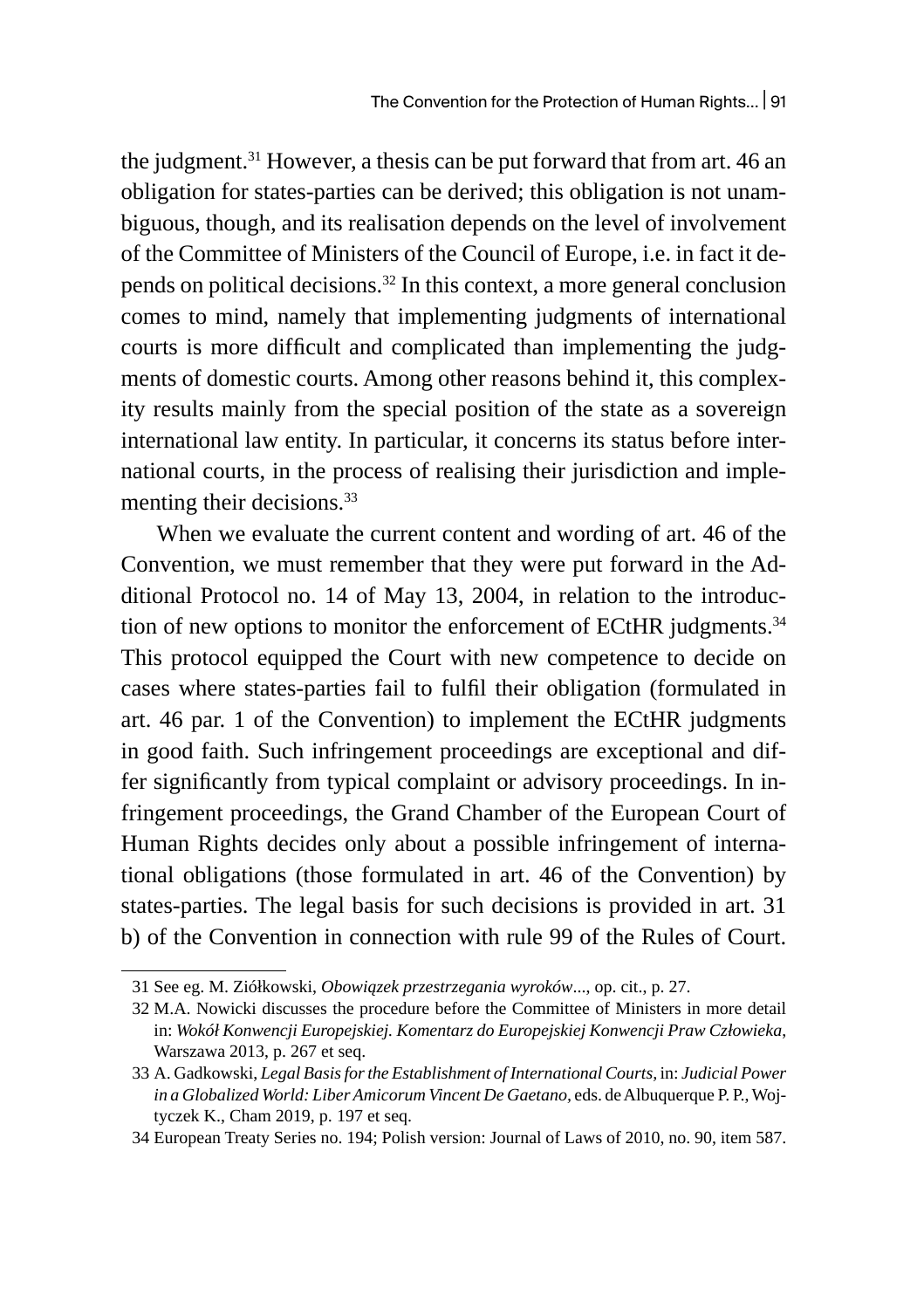the judgment.[31] However, a thesis can be put forward that from art. 46 an obligation for states-parties can be derived; this obligation is not unambiguous, though, and its realisation depends on the level of involvement of the Committee of Ministers of the Council of Europe, i.e. in fact it depends on political decisions.[32] In this context, a more general conclusion comes to mind, namely that implementing judgments of international courts is more difficult and complicated than implementing the judgments of domestic courts. Among other reasons behind it, this complexity results mainly from the special position of the state as a sovereign international law entity. In particular, it concerns its status before international courts, in the process of realising their jurisdiction and implementing their decisions.[33]

When we evaluate the current content and wording of art. 46 of the Convention, we must remember that they were put forward in the Additional Protocol no. 14 of May 13, 2004, in relation to the introduction of new options to monitor the enforcement of ECtHR judgments.[34] This protocol equipped the Court with new competence to decide on cases where states-parties fail to fulfil their obligation (formulated in art. 46 par. 1 of the Convention) to implement the ECtHR judgments in good faith. Such infringement proceedings are exceptional and differ significantly from typical complaint or advisory proceedings. In infringement proceedings, the Grand Chamber of the European Court of Human Rights decides only about a possible infringement of international obligations (those formulated in art. 46 of the Convention) by states-parties. The legal basis for such decisions is provided in art. 31 b) of the Convention in connection with rule 99 of the Rules of Court.

---

31 See eg. M. Ziółkowski, *Obowiązek przestrzegania wyroków*..., op. cit., p. 27.

32 M.A. Nowicki discusses the procedure before the Committee of Ministers in more detail in: *Wokół Konwencji Europejskiej. Komentarz do Europejskiej Konwencji Praw Człowieka*, Warszawa 2013, p. 267 et seq.

33 A. Gadkowski, *Legal Basis for the Establishment of International Courts*, in: *Judicial Power in a Globalized World: Liber Amicorum Vincent De Gaetano*, eds. de Albuquerque P. P., Wojtyczek K., Cham 2019, p. 197 et seq.

34 European Treaty Series no. 194; Polish version: Journal of Laws of 2010, no. 90, item 587.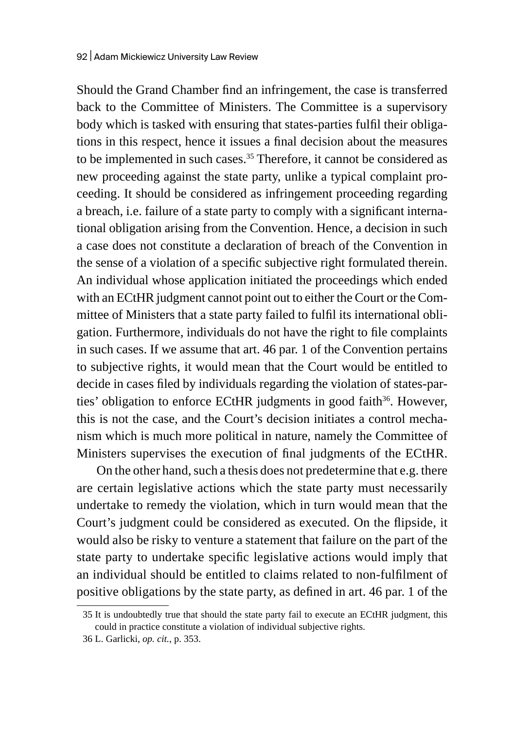Should the Grand Chamber find an infringement, the case is transferred back to the Committee of Ministers. The Committee is a supervisory body which is tasked with ensuring that states-parties fulfil their obligations in this respect, hence it issues a final decision about the measures to be implemented in such cases.[35] Therefore, it cannot be considered as new proceeding against the state party, unlike a typical complaint proceeding. It should be considered as infringement proceeding regarding a breach, i.e. failure of a state party to comply with a significant international obligation arising from the Convention. Hence, a decision in such a case does not constitute a declaration of breach of the Convention in the sense of a violation of a specific subjective right formulated therein. An individual whose application initiated the proceedings which ended with an ECtHR judgment cannot point out to either the Court or the Committee of Ministers that a state party failed to fulfil its international obligation. Furthermore, individuals do not have the right to file complaints in such cases. If we assume that art. 46 par. 1 of the Convention pertains to subjective rights, it would mean that the Court would be entitled to decide in cases filed by individuals regarding the violation of states-parties' obligation to enforce ECtHR judgments in good faith[36]. However, this is not the case, and the Court's decision initiates a control mechanism which is much more political in nature, namely the Committee of Ministers supervises the execution of final judgments of the ECtHR.

On the other hand, such a thesis does not predetermine that e.g. there are certain legislative actions which the state party must necessarily undertake to remedy the violation, which in turn would mean that the Court's judgment could be considered as executed. On the flipside, it would also be risky to venture a statement that failure on the part of the state party to undertake specific legislative actions would imply that an individual should be entitled to claims related to non-fulfilment of positive obligations by the state party, as defined in art. 46 par. 1 of the

---

35 It is undoubtedly true that should the state party fail to execute an ECtHR judgment, this could in practice constitute a violation of individual subjective rights.

36 L. Garlicki, *op. cit.*, p. 353.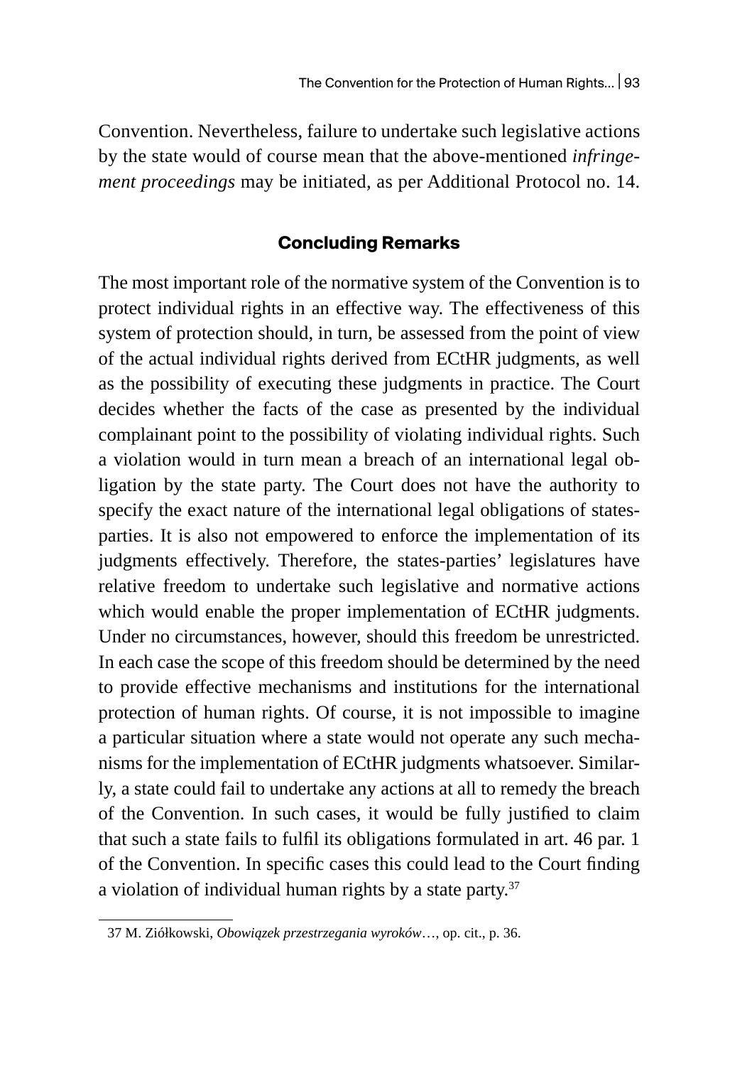Convention. Nevertheless, failure to undertake such legislative actions by the state would of course mean that the above-mentioned *infringement proceedings* may be initiated, as per Additional Protocol no. 14.

## Concluding Remarks

The most important role of the normative system of the Convention is to protect individual rights in an effective way. The effectiveness of this system of protection should, in turn, be assessed from the point of view of the actual individual rights derived from ECtHR judgments, as well as the possibility of executing these judgments in practice. The Court decides whether the facts of the case as presented by the individual complainant point to the possibility of violating individual rights. Such a violation would in turn mean a breach of an international legal obligation by the state party. The Court does not have the authority to specify the exact nature of the international legal obligations of states-parties. It is also not empowered to enforce the implementation of its judgments effectively. Therefore, the states-parties' legislatures have relative freedom to undertake such legislative and normative actions which would enable the proper implementation of ECtHR judgments. Under no circumstances, however, should this freedom be unrestricted. In each case the scope of this freedom should be determined by the need to provide effective mechanisms and institutions for the international protection of human rights. Of course, it is not impossible to imagine a particular situation where a state would not operate any such mechanisms for the implementation of ECtHR judgments whatsoever. Similarly, a state could fail to undertake any actions at all to remedy the breach of the Convention. In such cases, it would be fully justified to claim that such a state fails to fulfil its obligations formulated in art. 46 par. 1 of the Convention. In specific cases this could lead to the Court finding a violation of individual human rights by a state party.[37]

37 M. Ziółkowski, *Obowiązek przestrzegania wyroków*…, op. cit., p. 36.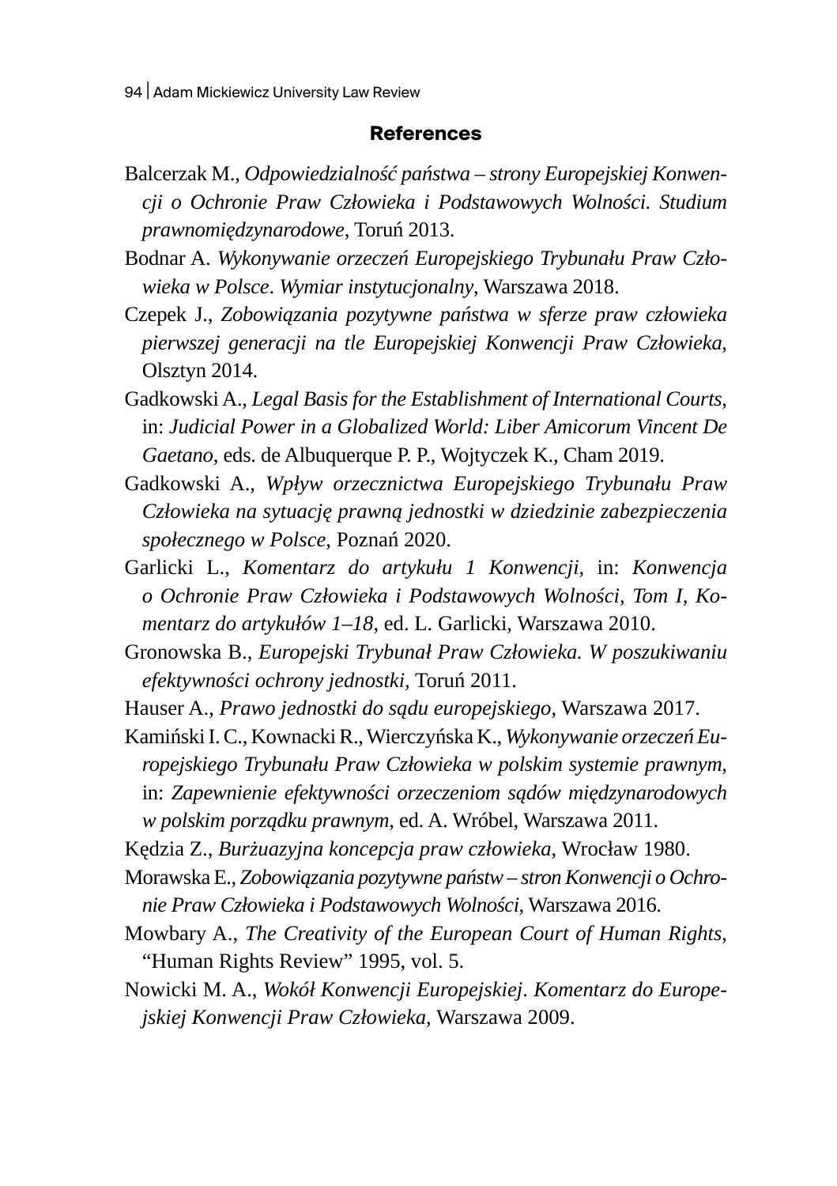## References

Balcerzak M., *Odpowiedzialność państwa – strony Europejskiej Konwencji o Ochronie Praw Człowieka i Podstawowych Wolności. Studium prawnomiędzynarodowe*, Toruń 2013.

Bodnar A. *Wykonywanie orzeczeń Europejskiego Trybunału Praw Człowieka w Polsce*. *Wymiar instytucjonalny*, Warszawa 2018.

Czepek J., *Zobowiązania pozytywne państwa w sferze praw człowieka pierwszej generacji na tle Europejskiej Konwencji Praw Człowieka*, Olsztyn 2014.

Gadkowski A., *Legal Basis for the Establishment of International Courts*, in: *Judicial Power in a Globalized World: Liber Amicorum Vincent De Gaetano*, eds. de Albuquerque P. P., Wojtyczek K., Cham 2019.

Gadkowski A., *Wpływ orzecznictwa Europejskiego Trybunału Praw Człowieka na sytuację prawną jednostki w dziedzinie zabezpieczenia społecznego w Polsce*, Poznań 2020.

Garlicki L., *Komentarz do artykułu 1 Konwencji*, in: *Konwencja o Ochronie Praw Człowieka i Podstawowych Wolności*, *Tom I*, *Komentarz do artykułów 1–18*, ed. L. Garlicki, Warszawa 2010.

Gronowska B., *Europejski Trybunał Praw Człowieka. W poszukiwaniu efektywności ochrony jednostki*, Toruń 2011.

Hauser A., *Prawo jednostki do sądu europejskiego*, Warszawa 2017.

Kamiński I. C., Kownacki R., Wierczyńska K., *Wykonywanie orzeczeń Europejskiego Trybunału Praw Człowieka w polskim systemie prawnym*, in: *Zapewnienie efektywności orzeczeniom sądów międzynarodowych w polskim porządku prawnym*, ed. A. Wróbel, Warszawa 2011.

Kędzia Z., *Burżuazyjna koncepcja praw człowieka*, Wrocław 1980.

Morawska E., *Zobowiązania pozytywne państw – stron Konwencji o Ochronie Praw Człowieka i Podstawowych Wolności*, Warszawa 2016.

Mowbary A., *The Creativity of the European Court of Human Rights*, "Human Rights Review" 1995, vol. 5.

Nowicki M. A., *Wokół Konwencji Europejskiej*. *Komentarz do Europejskiej Konwencji Praw Człowieka*, Warszawa 2009.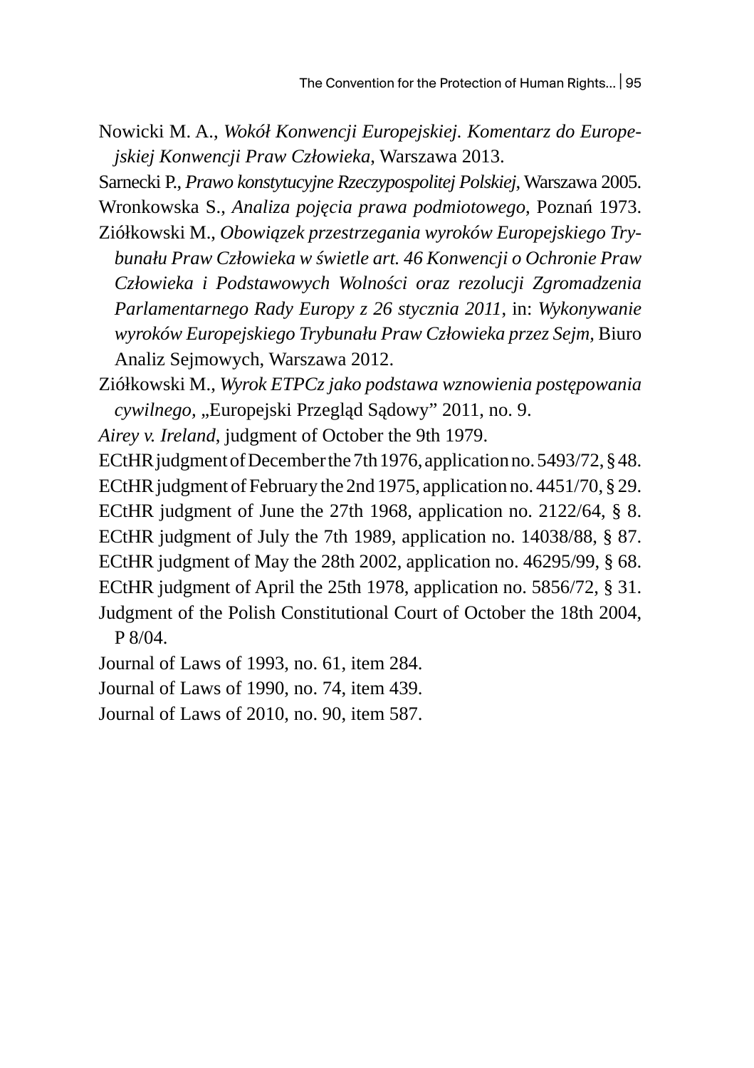Nowicki M. A., *Wokół Konwencji Europejskiej. Komentarz do Europejskiej Konwencji Praw Człowieka*, Warszawa 2013.

Sarnecki P., *Prawo konstytucyjne Rzeczypospolitej Polskiej*, Warszawa 2005.

Wronkowska S., *Analiza pojęcia prawa podmiotowego*, Poznań 1973.

Ziółkowski M., *Obowiązek przestrzegania wyroków Europejskiego Trybunału Praw Człowieka w świetle art. 46 Konwencji o Ochronie Praw Człowieka i Podstawowych Wolności oraz rezolucji Zgromadzenia Parlamentarnego Rady Europy z 26 stycznia 2011*, in: *Wykonywanie wyroków Europejskiego Trybunału Praw Człowieka przez Sejm*, Biuro Analiz Sejmowych, Warszawa 2012.

Ziółkowski M., *Wyrok ETPCz jako podstawa wznowienia postępowania cywilnego*, „Europejski Przegląd Sądowy" 2011, no. 9.

*Airey v. Ireland*, judgment of October the 9th 1979.

ECtHR judgment of December the 7th 1976, application no. 5493/72, § 48.

ECtHR judgment of February the 2nd 1975, application no. 4451/70, § 29.

ECtHR judgment of June the 27th 1968, application no. 2122/64, § 8.

ECtHR judgment of July the 7th 1989, application no. 14038/88, § 87.

ECtHR judgment of May the 28th 2002, application no. 46295/99, § 68.

ECtHR judgment of April the 25th 1978, application no. 5856/72, § 31.

Judgment of the Polish Constitutional Court of October the 18th 2004, P 8/04.

Journal of Laws of 1993, no. 61, item 284.

Journal of Laws of 1990, no. 74, item 439.

Journal of Laws of 2010, no. 90, item 587.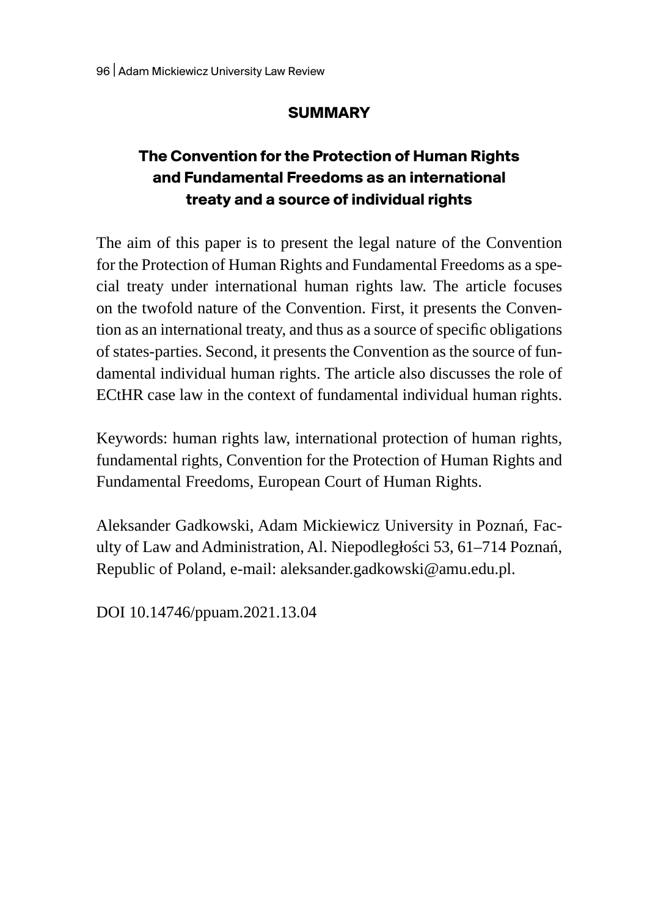## SUMMARY

### The Convention for the Protection of Human Rights and Fundamental Freedoms as an international treaty and a source of individual rights

The aim of this paper is to present the legal nature of the Convention for the Protection of Human Rights and Fundamental Freedoms as a special treaty under international human rights law. The article focuses on the twofold nature of the Convention. First, it presents the Convention as an international treaty, and thus as a source of specific obligations of states-parties. Second, it presents the Convention as the source of fundamental individual human rights. The article also discusses the role of ECtHR case law in the context of fundamental individual human rights.

Keywords: human rights law, international protection of human rights, fundamental rights, Convention for the Protection of Human Rights and Fundamental Freedoms, European Court of Human Rights.

Aleksander Gadkowski, Adam Mickiewicz University in Poznań, Faculty of Law and Administration, Al. Niepodległości 53, 61–714 Poznań, Republic of Poland, e-mail: aleksander.gadkowski@amu.edu.pl.

DOI 10.14746/ppuam.2021.13.04